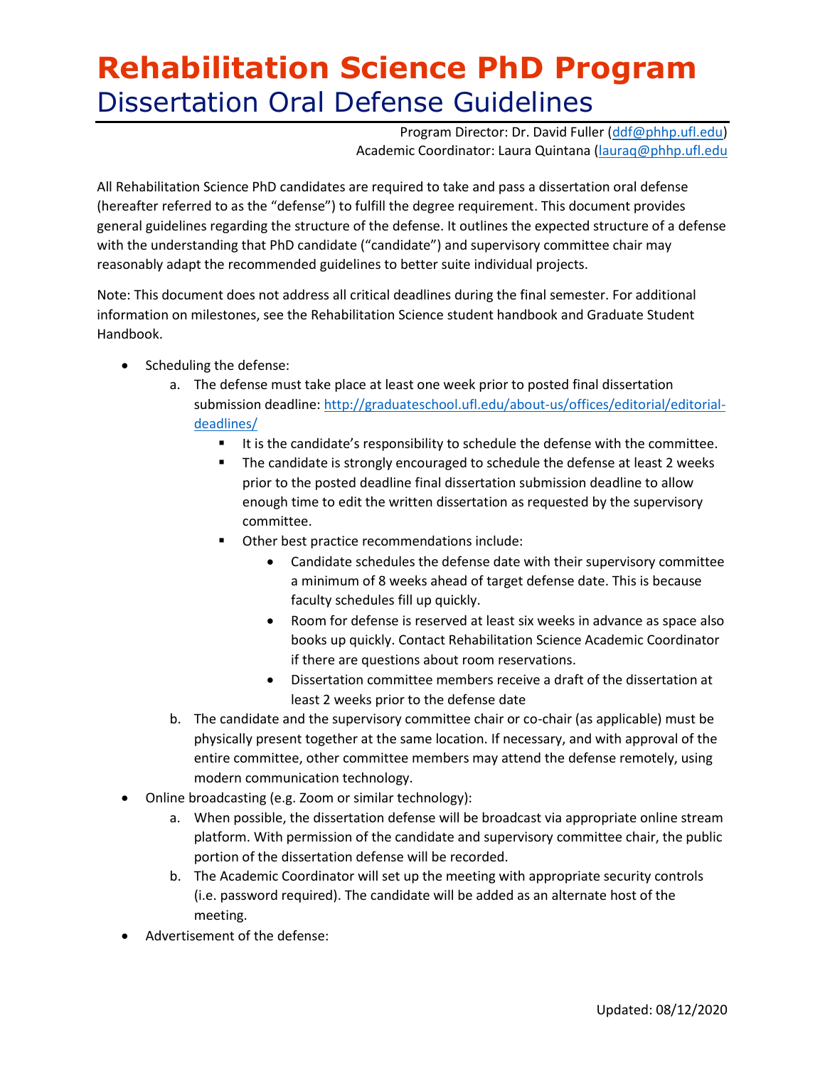# Rehabilitation Science PhD Program

## Dissertation Oral Defense Guidelines

Program Director: Dr. David Fuller (ddf@phhp.ufl.edu)
Academic Coordinator: Laura Quintana (lauraq@phhp.ufl.edu

All Rehabilitation Science PhD candidates are required to take and pass a dissertation oral defense (hereafter referred to as the "defense") to fulfill the degree requirement. This document provides general guidelines regarding the structure of the defense. It outlines the expected structure of a defense with the understanding that PhD candidate ("candidate") and supervisory committee chair may reasonably adapt the recommended guidelines to better suite individual projects.

Note: This document does not address all critical deadlines during the final semester. For additional information on milestones, see the Rehabilitation Science student handbook and Graduate Student Handbook.

- Scheduling the defense:
  a. The defense must take place at least one week prior to posted final dissertation submission deadline: http://graduateschool.ufl.edu/about-us/offices/editorial/editorial-deadlines/
     - It is the candidate's responsibility to schedule the defense with the committee.
     - The candidate is strongly encouraged to schedule the defense at least 2 weeks prior to the posted deadline final dissertation submission deadline to allow enough time to edit the written dissertation as requested by the supervisory committee.
     - Other best practice recommendations include:
       - Candidate schedules the defense date with their supervisory committee a minimum of 8 weeks ahead of target defense date. This is because faculty schedules fill up quickly.
       - Room for defense is reserved at least six weeks in advance as space also books up quickly. Contact Rehabilitation Science Academic Coordinator if there are questions about room reservations.
       - Dissertation committee members receive a draft of the dissertation at least 2 weeks prior to the defense date
  b. The candidate and the supervisory committee chair or co-chair (as applicable) must be physically present together at the same location. If necessary, and with approval of the entire committee, other committee members may attend the defense remotely, using modern communication technology.
- Online broadcasting (e.g. Zoom or similar technology):
  a. When possible, the dissertation defense will be broadcast via appropriate online stream platform. With permission of the candidate and supervisory committee chair, the public portion of the dissertation defense will be recorded.
  b. The Academic Coordinator will set up the meeting with appropriate security controls (i.e. password required). The candidate will be added as an alternate host of the meeting.
- Advertisement of the defense:

Updated: 08/12/2020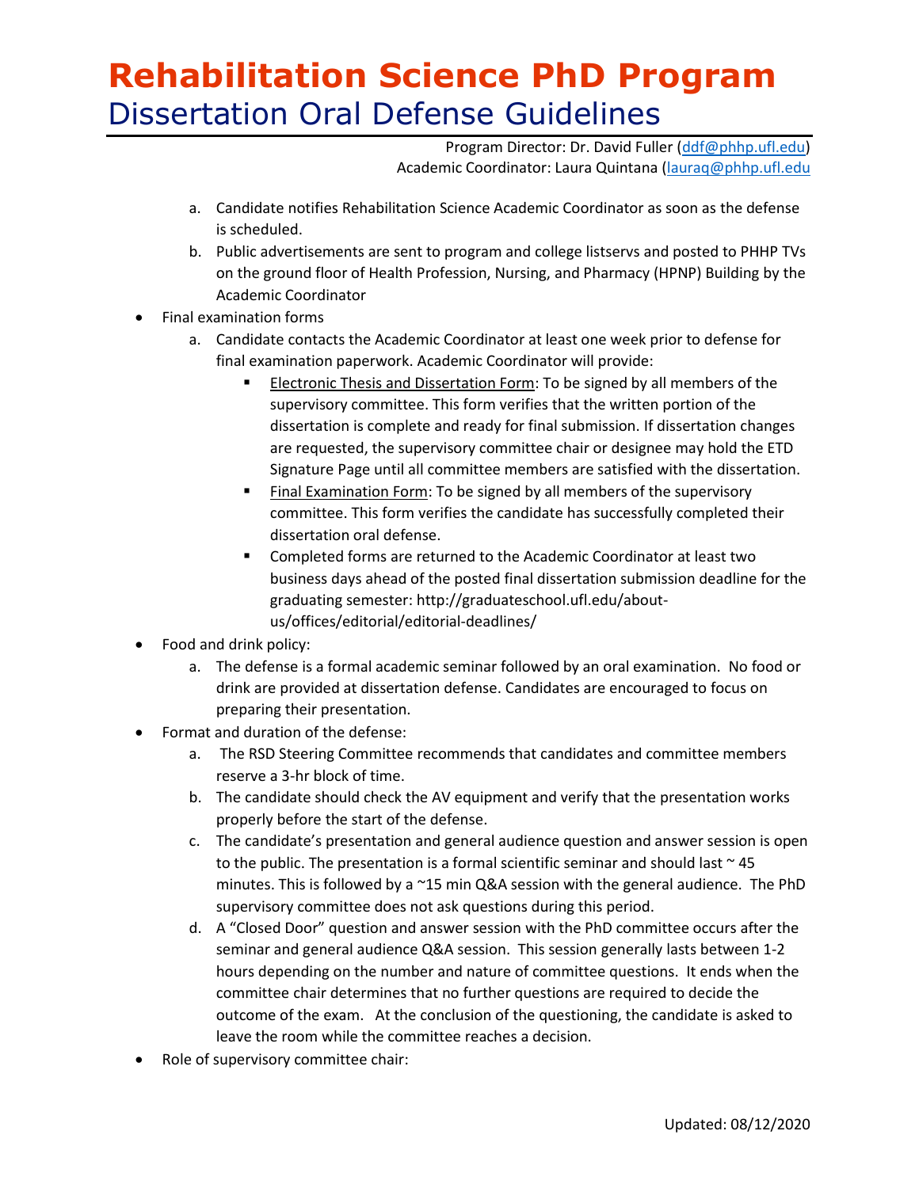# Rehabilitation Science PhD Program

## Dissertation Oral Defense Guidelines

Program Director: Dr. David Fuller (ddf@phhp.ufl.edu)
Academic Coordinator: Laura Quintana (lauraq@phhp.ufl.edu

a. Candidate notifies Rehabilitation Science Academic Coordinator as soon as the defense is scheduled.
b. Public advertisements are sent to program and college listservs and posted to PHHP TVs on the ground floor of Health Profession, Nursing, and Pharmacy (HPNP) Building by the Academic Coordinator

- Final examination forms
  a. Candidate contacts the Academic Coordinator at least one week prior to defense for final examination paperwork. Academic Coordinator will provide:
     - Electronic Thesis and Dissertation Form: To be signed by all members of the supervisory committee. This form verifies that the written portion of the dissertation is complete and ready for final submission. If dissertation changes are requested, the supervisory committee chair or designee may hold the ETD Signature Page until all committee members are satisfied with the dissertation.
     - Final Examination Form: To be signed by all members of the supervisory committee. This form verifies the candidate has successfully completed their dissertation oral defense.
     - Completed forms are returned to the Academic Coordinator at least two business days ahead of the posted final dissertation submission deadline for the graduating semester: http://graduateschool.ufl.edu/about-us/offices/editorial/editorial-deadlines/
- Food and drink policy:
  a. The defense is a formal academic seminar followed by an oral examination. No food or drink are provided at dissertation defense. Candidates are encouraged to focus on preparing their presentation.
- Format and duration of the defense:
  a. The RSD Steering Committee recommends that candidates and committee members reserve a 3-hr block of time.
  b. The candidate should check the AV equipment and verify that the presentation works properly before the start of the defense.
  c. The candidate's presentation and general audience question and answer session is open to the public. The presentation is a formal scientific seminar and should last ~ 45 minutes. This is followed by a ~15 min Q&A session with the general audience. The PhD supervisory committee does not ask questions during this period.
  d. A "Closed Door" question and answer session with the PhD committee occurs after the seminar and general audience Q&A session. This session generally lasts between 1-2 hours depending on the number and nature of committee questions. It ends when the committee chair determines that no further questions are required to decide the outcome of the exam. At the conclusion of the questioning, the candidate is asked to leave the room while the committee reaches a decision.
- Role of supervisory committee chair: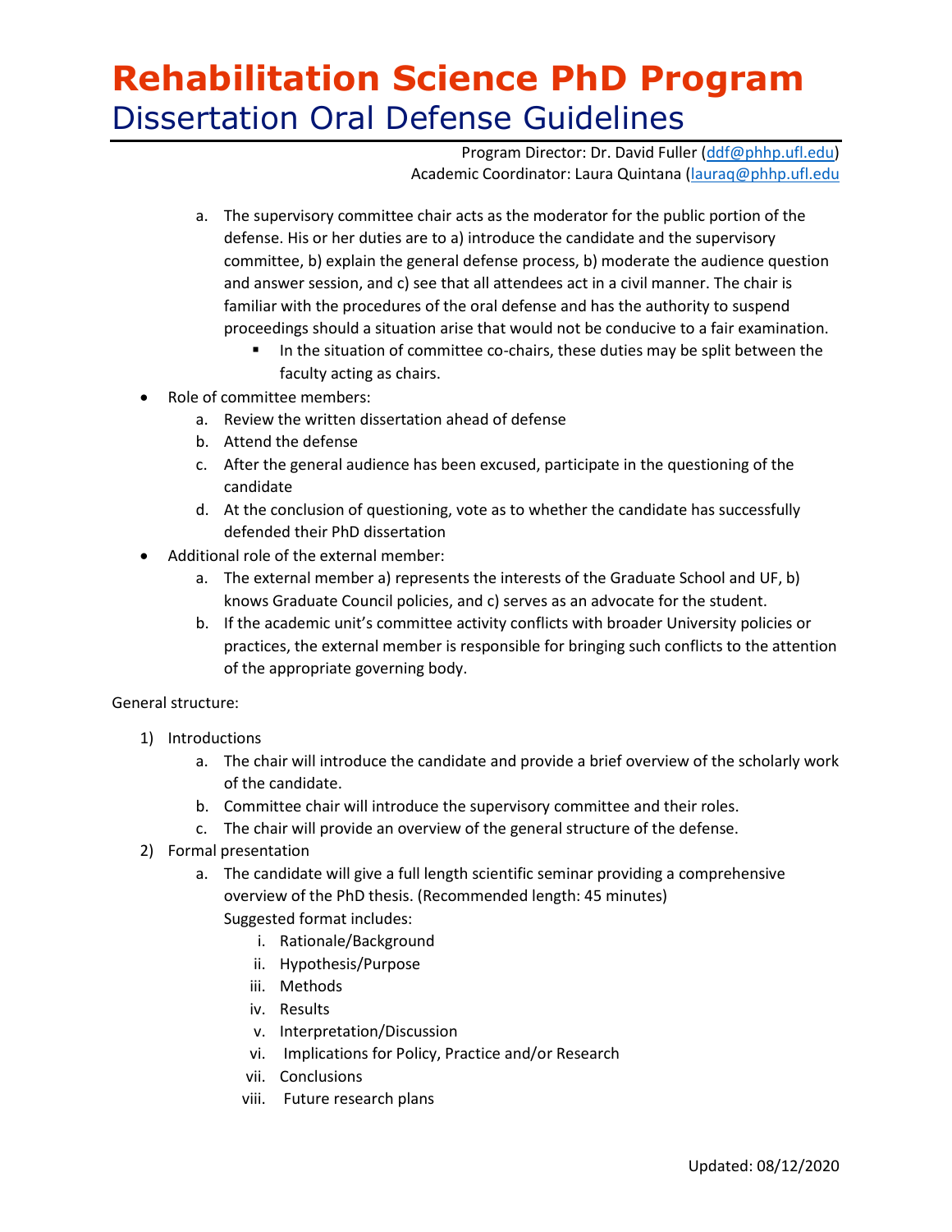# Rehabilitation Science PhD Program

## Dissertation Oral Defense Guidelines

Program Director: Dr. David Fuller (ddf@phhp.ufl.edu)
Academic Coordinator: Laura Quintana (lauraq@phhp.ufl.edu

   a. The supervisory committee chair acts as the moderator for the public portion of the defense. His or her duties are to a) introduce the candidate and the supervisory committee, b) explain the general defense process, b) moderate the audience question and answer session, and c) see that all attendees act in a civil manner. The chair is familiar with the procedures of the oral defense and has the authority to suspend proceedings should a situation arise that would not be conducive to a fair examination.
      - In the situation of committee co-chairs, these duties may be split between the faculty acting as chairs.

- Role of committee members:
   a. Review the written dissertation ahead of defense
   b. Attend the defense
   c. After the general audience has been excused, participate in the questioning of the candidate
   d. At the conclusion of questioning, vote as to whether the candidate has successfully defended their PhD dissertation
- Additional role of the external member:
   a. The external member a) represents the interests of the Graduate School and UF, b) knows Graduate Council policies, and c) serves as an advocate for the student.
   b. If the academic unit's committee activity conflicts with broader University policies or practices, the external member is responsible for bringing such conflicts to the attention of the appropriate governing body.

General structure:

1) Introductions
   a. The chair will introduce the candidate and provide a brief overview of the scholarly work of the candidate.
   b. Committee chair will introduce the supervisory committee and their roles.
   c. The chair will provide an overview of the general structure of the defense.
2) Formal presentation
   a. The candidate will give a full length scientific seminar providing a comprehensive overview of the PhD thesis. (Recommended length: 45 minutes)
      Suggested format includes:
      i. Rationale/Background
      ii. Hypothesis/Purpose
      iii. Methods
      iv. Results
      v. Interpretation/Discussion
      vi. Implications for Policy, Practice and/or Research
      vii. Conclusions
      viii. Future research plans

Updated: 08/12/2020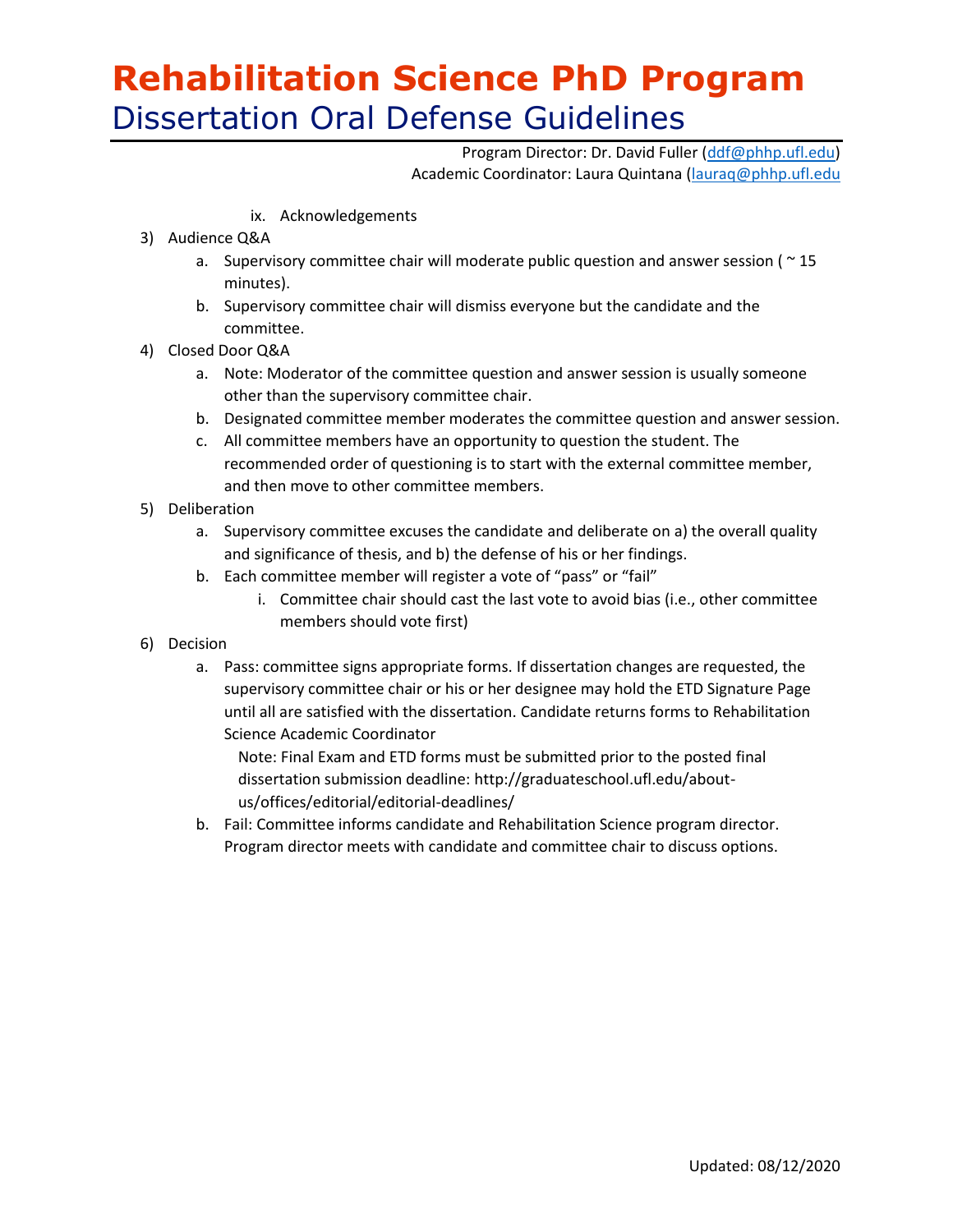ix. Acknowledgements

3) Audience Q&A
    a. Supervisory committee chair will moderate public question and answer session ( ~ 15 minutes).
    b. Supervisory committee chair will dismiss everyone but the candidate and the committee.
4) Closed Door Q&A
    a. Note: Moderator of the committee question and answer session is usually someone other than the supervisory committee chair.
    b. Designated committee member moderates the committee question and answer session.
    c. All committee members have an opportunity to question the student. The recommended order of questioning is to start with the external committee member, and then move to other committee members.
5) Deliberation
    a. Supervisory committee excuses the candidate and deliberate on a) the overall quality and significance of thesis, and b) the defense of his or her findings.
    b. Each committee member will register a vote of "pass" or "fail"
        i. Committee chair should cast the last vote to avoid bias (i.e., other committee members should vote first)
6) Decision
    a. Pass: committee signs appropriate forms. If dissertation changes are requested, the supervisory committee chair or his or her designee may hold the ETD Signature Page until all are satisfied with the dissertation. Candidate returns forms to Rehabilitation Science Academic Coordinator

       Note: Final Exam and ETD forms must be submitted prior to the posted final dissertation submission deadline: http://graduateschool.ufl.edu/about-us/offices/editorial/editorial-deadlines/
    b. Fail: Committee informs candidate and Rehabilitation Science program director. Program director meets with candidate and committee chair to discuss options.

Updated: 08/12/2020